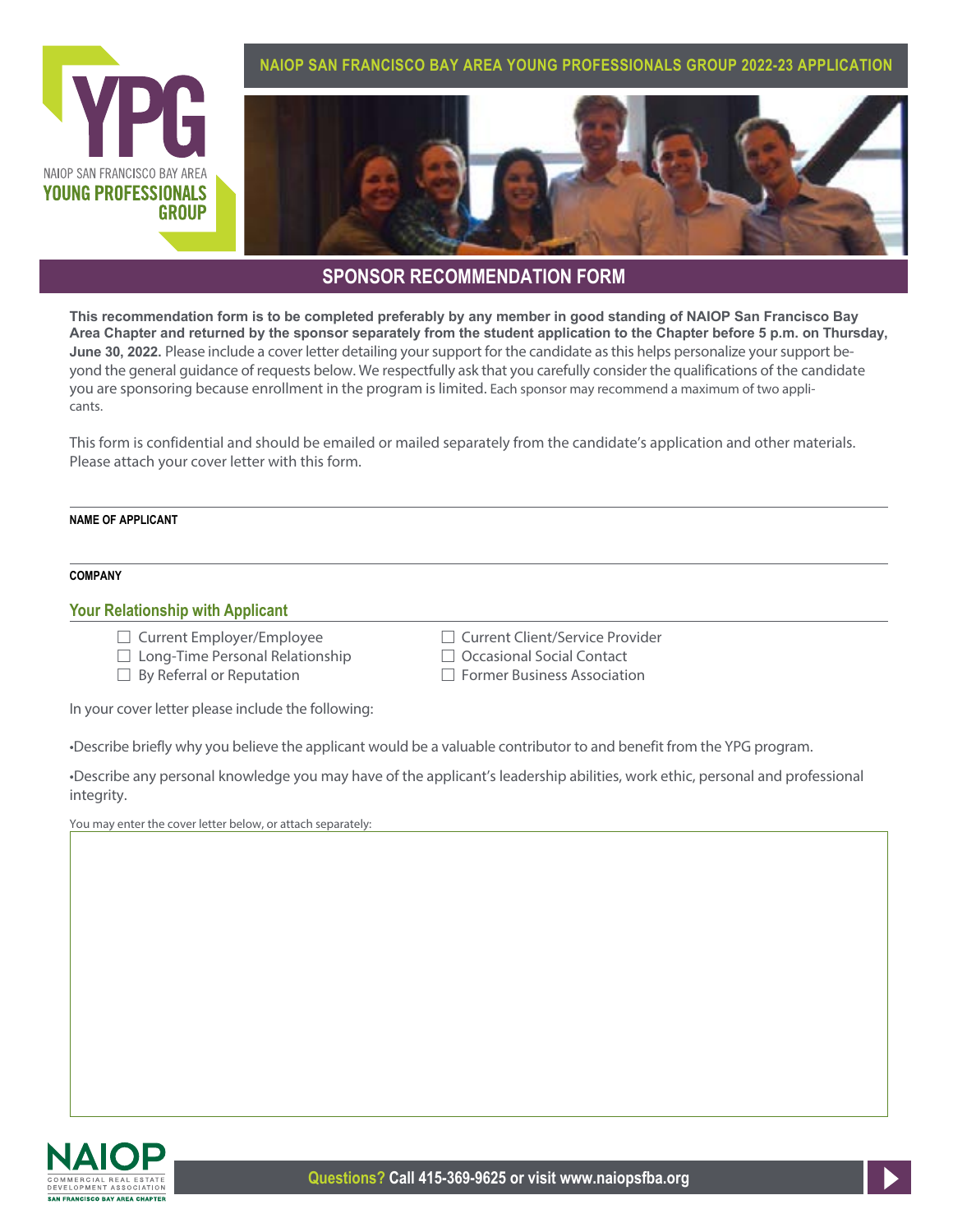NAIOP SAN FRANCISCO BAY AREA YOUNG PROFESSIONALS GROUP 2022-23 APPLICATION

YPG
NAIOP SAN FRANCISCO BAY AREA
YOUNG PROFESSIONALS GROUP

# SPONSOR RECOMMENDATION FORM

**This recommendation form is to be completed preferably by any member in good standing of NAIOP San Francisco Bay Area Chapter and returned by the sponsor separately from the student application to the Chapter before 5 p.m. on Thursday, June 30, 2022.** Please include a cover letter detailing your support for the candidate as this helps personalize your support beyond the general guidance of requests below. We respectfully ask that you carefully consider the qualifications of the candidate you are sponsoring because enrollment in the program is limited. Each sponsor may recommend a maximum of two applicants.

This form is confidential and should be emailed or mailed separately from the candidate's application and other materials. Please attach your cover letter with this form.

**NAME OF APPLICANT**

**COMPANY**

## Your Relationship with Applicant

- ☐ Current Employer/Employee
- ☐ Long-Time Personal Relationship
- ☐ By Referral or Reputation
- ☐ Current Client/Service Provider
- ☐ Occasional Social Contact
- ☐ Former Business Association

In your cover letter please include the following:

•Describe briefly why you believe the applicant would be a valuable contributor to and benefit from the YPG program.

•Describe any personal knowledge you may have of the applicant's leadership abilities, work ethic, personal and professional integrity.

You may enter the cover letter below, or attach separately:

NAIOP COMMERCIAL REAL ESTATE DEVELOPMENT ASSOCIATION SAN FRANCISCO BAY AREA CHAPTER

**Questions?** Call 415-369-9625 or visit www.naiopsfba.org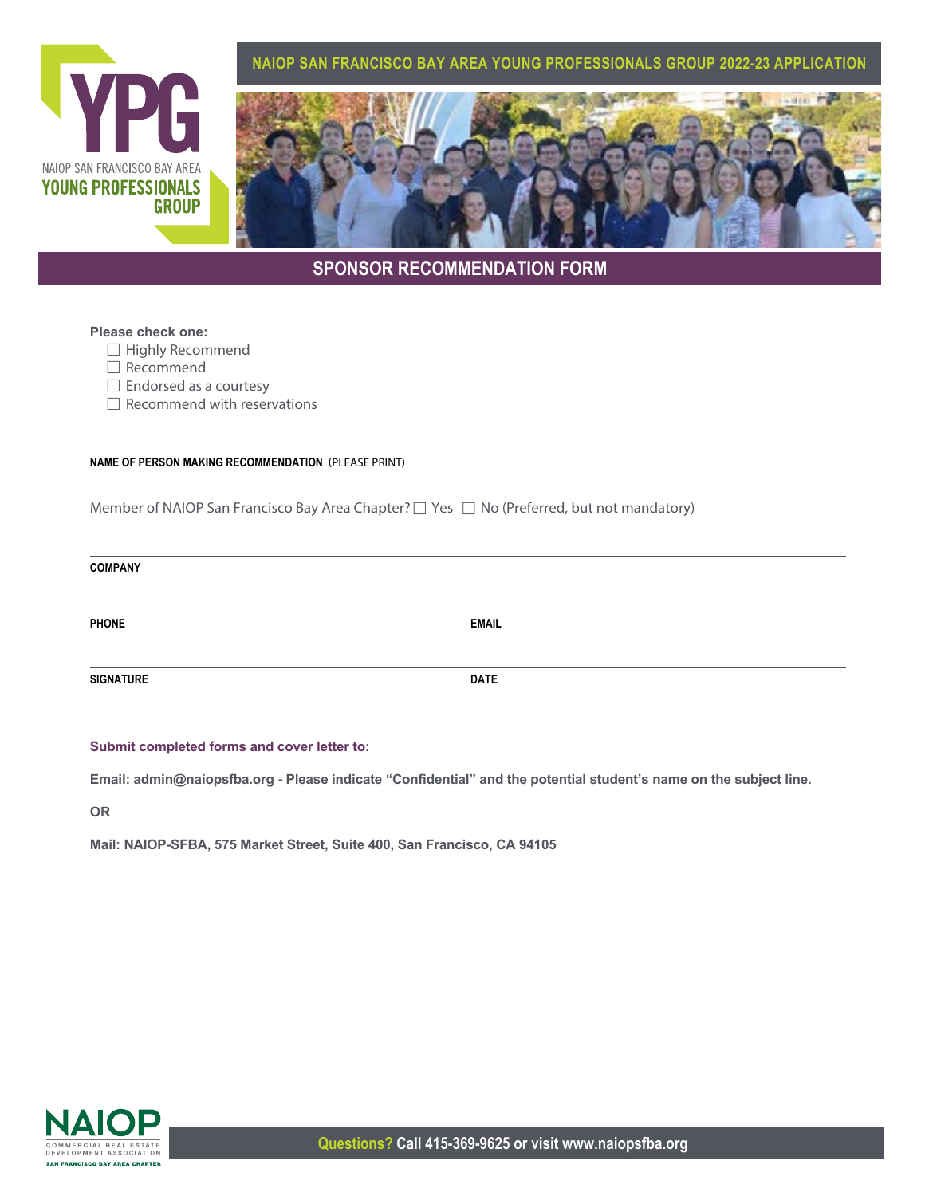NAIOP SAN FRANCISCO BAY AREA
YOUNG PROFESSIONALS
GROUP

NAIOP SAN FRANCISCO BAY AREA YOUNG PROFESSIONALS GROUP 2022-23 APPLICATION

## SPONSOR RECOMMENDATION FORM

**Please check one:**

- ☐ Highly Recommend
- ☐ Recommend
- ☐ Endorsed as a courtesy
- ☐ Recommend with reservations

**NAME OF PERSON MAKING RECOMMENDATION** (PLEASE PRINT)

Member of NAIOP San Francisco Bay Area Chapter? ☐ Yes ☐ No (Preferred, but not mandatory)

**COMPANY**

**PHONE** **EMAIL**

**SIGNATURE** **DATE**

**Submit completed forms and cover letter to:**

**Email: admin@naiopsfba.org - Please indicate "Confidential" and the potential student's name on the subject line.**

**OR**

**Mail: NAIOP-SFBA, 575 Market Street, Suite 400, San Francisco, CA 94105**

NAIOP
COMMERCIAL REAL ESTATE DEVELOPMENT ASSOCIATION
SAN FRANCISCO BAY AREA CHAPTER

**Questions? Call 415-369-9625 or visit www.naiopsfba.org**